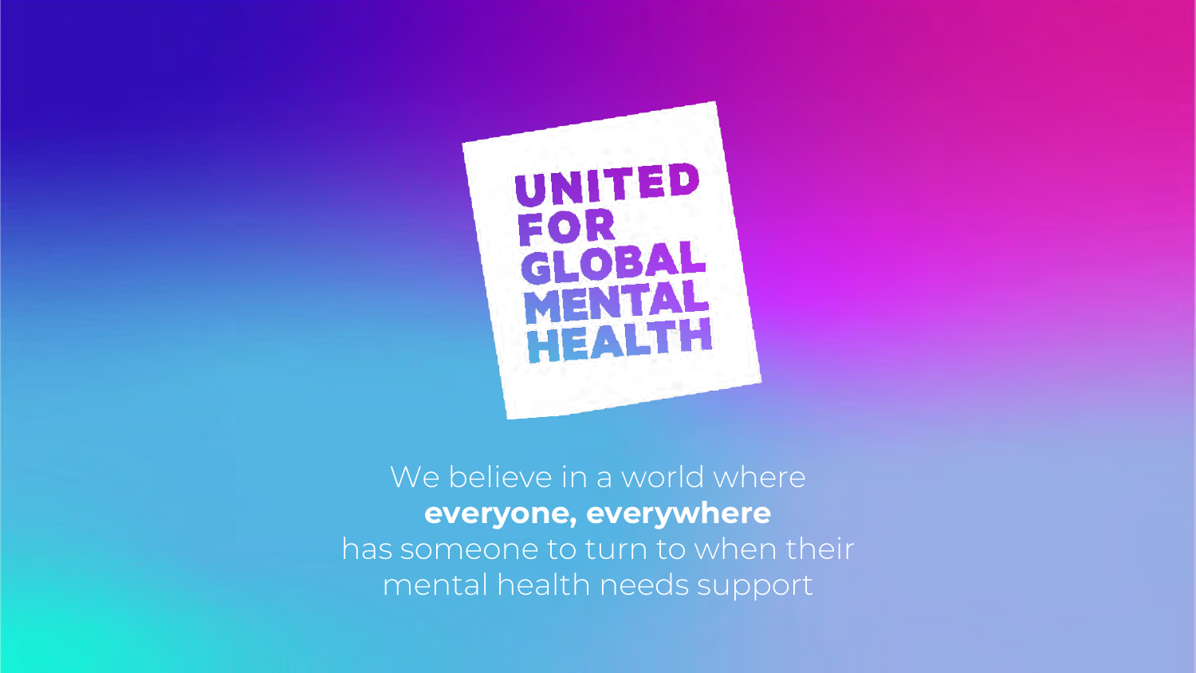# UNITED FOR GLOBAL MENTAL HEALTH

We believe in a world where
**everyone, everywhere**
has someone to turn to when their mental health needs support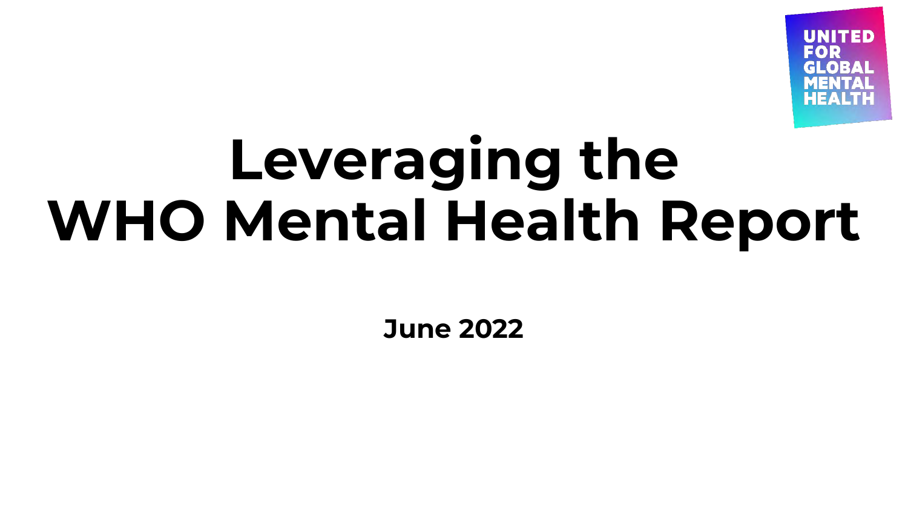UNITED FOR GLOBAL MENTAL HEALTH

# Leveraging the WHO Mental Health Report

**June 2022**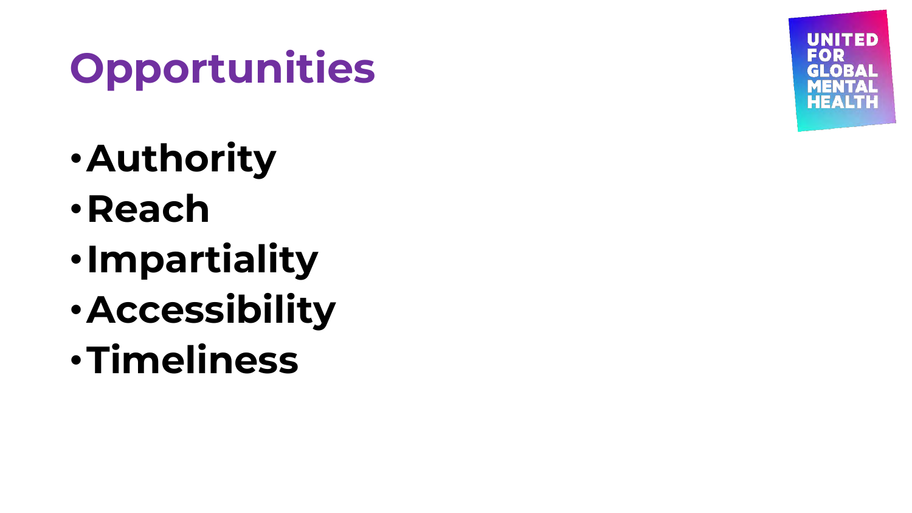# Opportunities

- **Authority**
- **Reach**
- **Impartiality**
- **Accessibility**
- **Timeliness**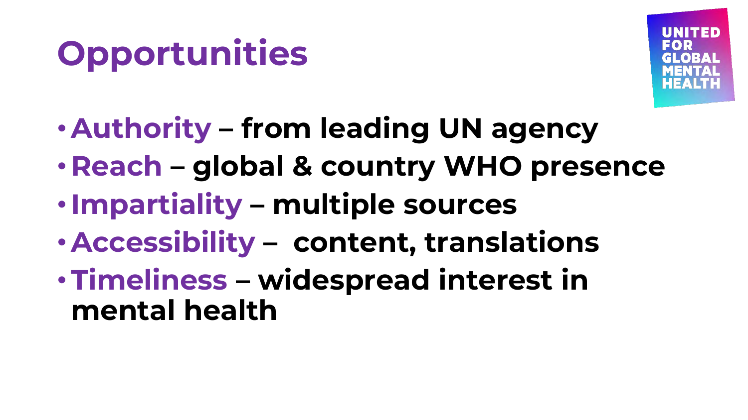# Opportunities

- **Authority – from leading UN agency**
- **Reach – global & country WHO presence**
- **Impartiality – multiple sources**
- **Accessibility – content, translations**
- **Timeliness – widespread interest in mental health**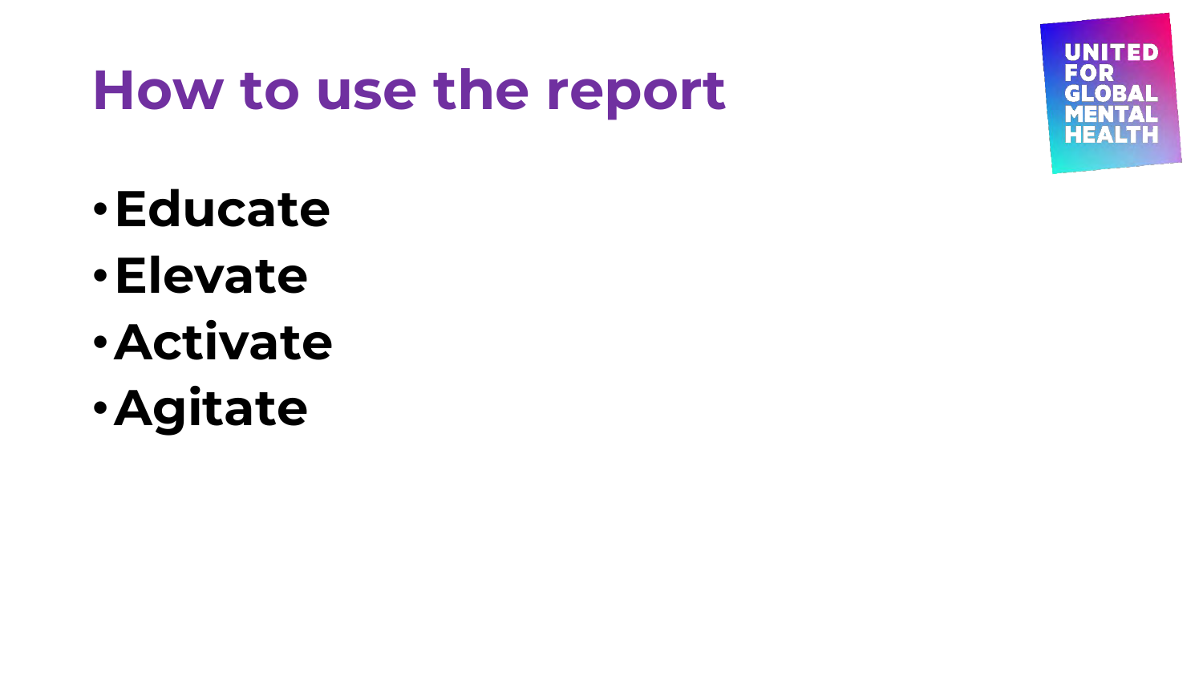# How to use the report

- **Educate**
- **Elevate**
- **Activate**
- **Agitate**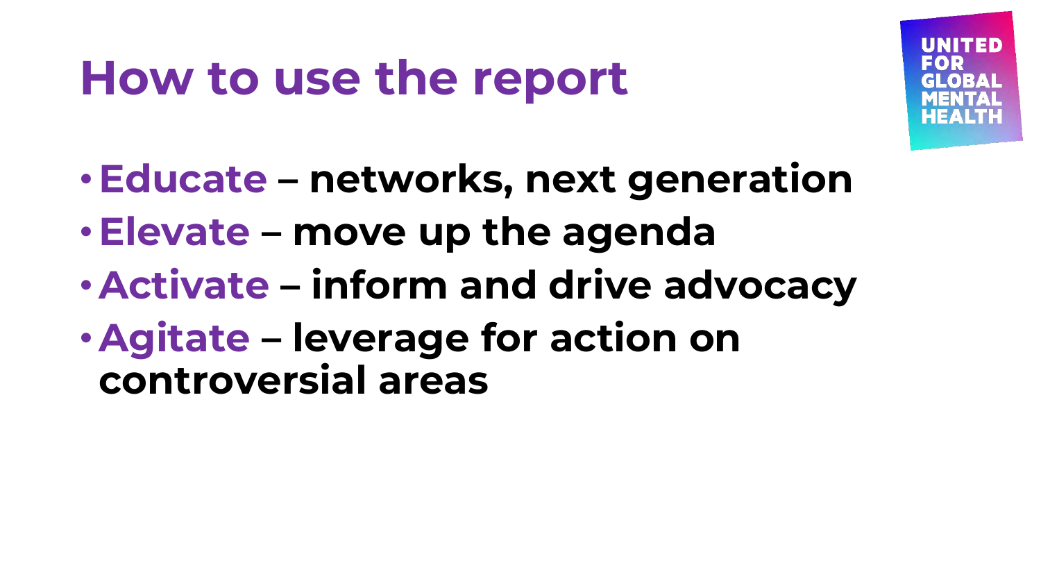# How to use the report

- **Educate** – networks, next generation
- **Elevate** – move up the agenda
- **Activate** – inform and drive advocacy
- **Agitate** – leverage for action on controversial areas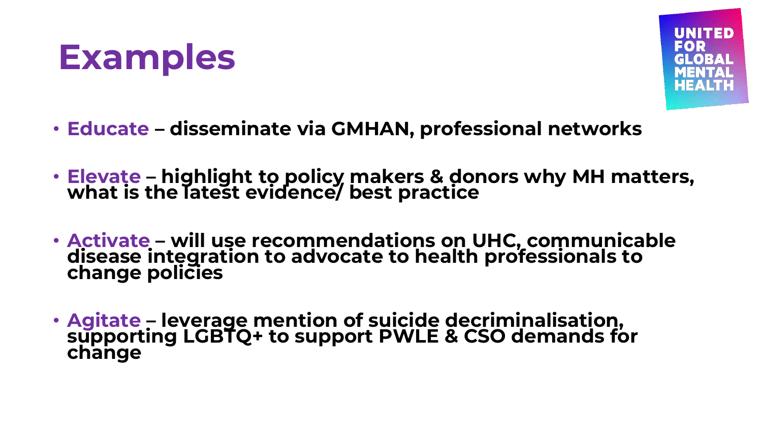# Examples

UNITED FOR GLOBAL MENTAL HEALTH

- **Educate** – **disseminate via GMHAN, professional networks**
- **Elevate** – **highlight to policy makers & donors why MH matters, what is the latest evidence/ best practice**
- **Activate** – **will use recommendations on UHC, communicable disease integration to advocate to health professionals to change policies**
- **Agitate** – **leverage mention of suicide decriminalisation, supporting LGBTQ+ to support PWLE & CSO demands for change**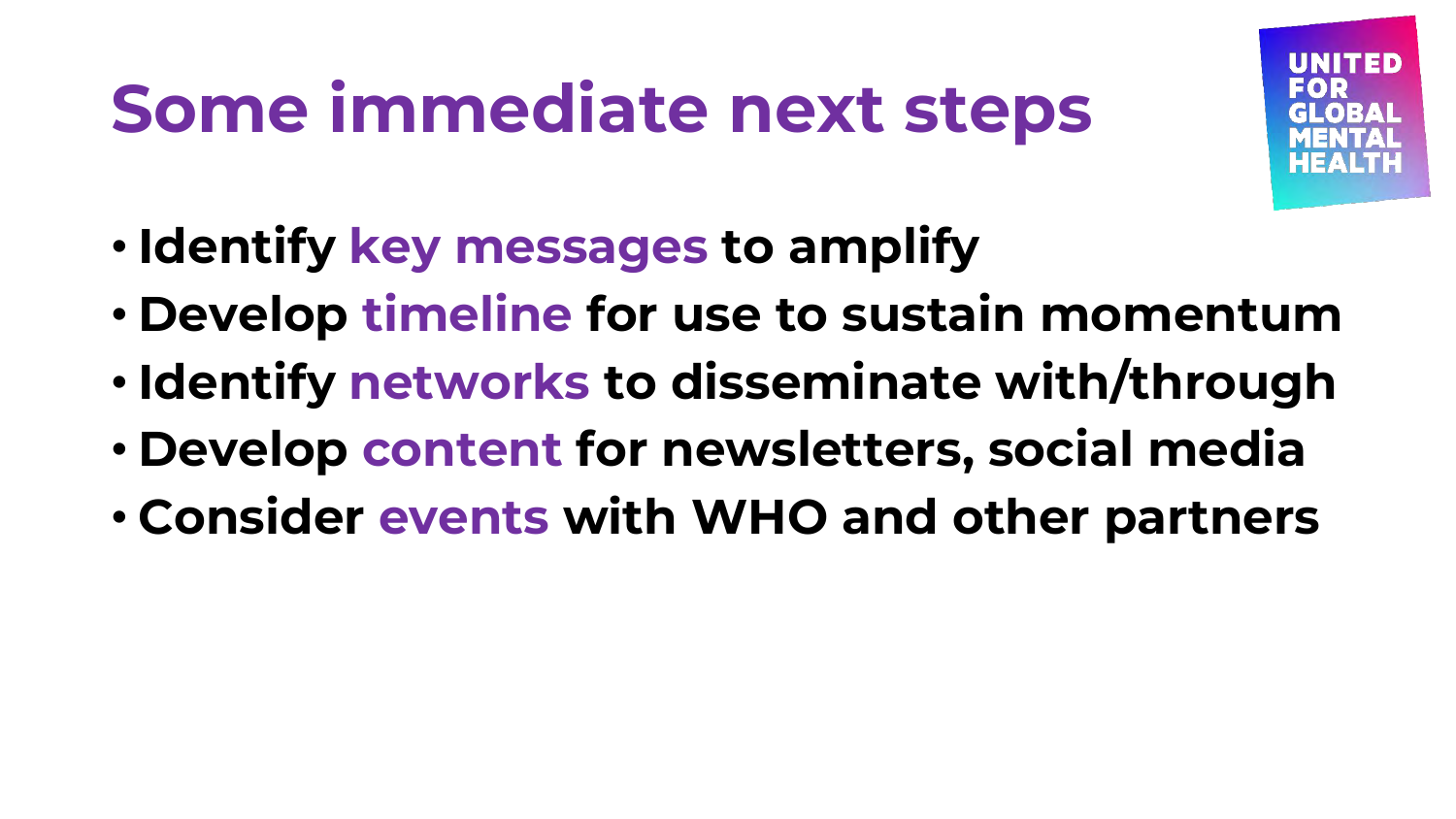# Some immediate next steps

- Identify **key messages** to amplify
- Develop **timeline** for use to sustain momentum
- Identify **networks** to disseminate with/through
- Develop **content** for newsletters, social media
- Consider **events** with WHO and other partners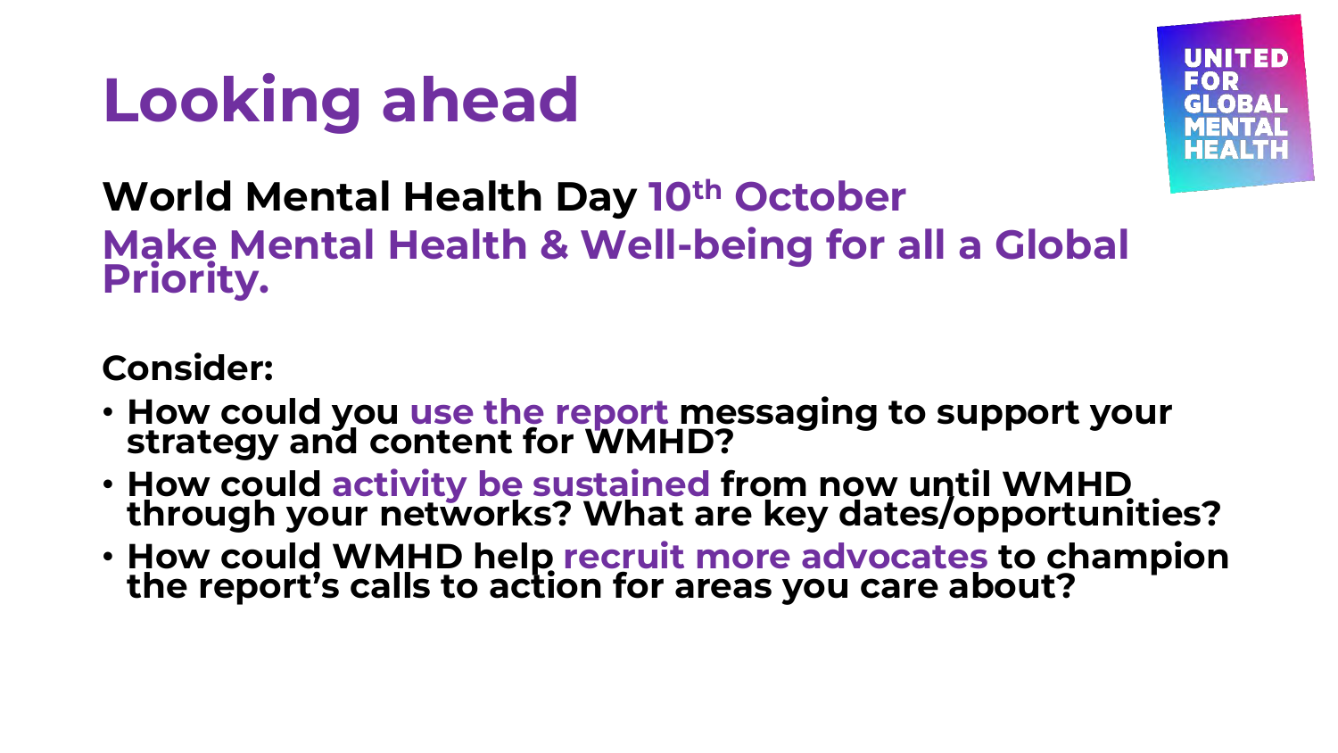# Looking ahead

**World Mental Health Day 10th October**

**Make Mental Health & Well-being for all a Global Priority.**

**Consider:**

- **How could you use the report messaging to support your strategy and content for WMHD?**
- **How could activity be sustained from now until WMHD through your networks? What are key dates/opportunities?**
- **How could WMHD help recruit more advocates to champion the report's calls to action for areas you care about?**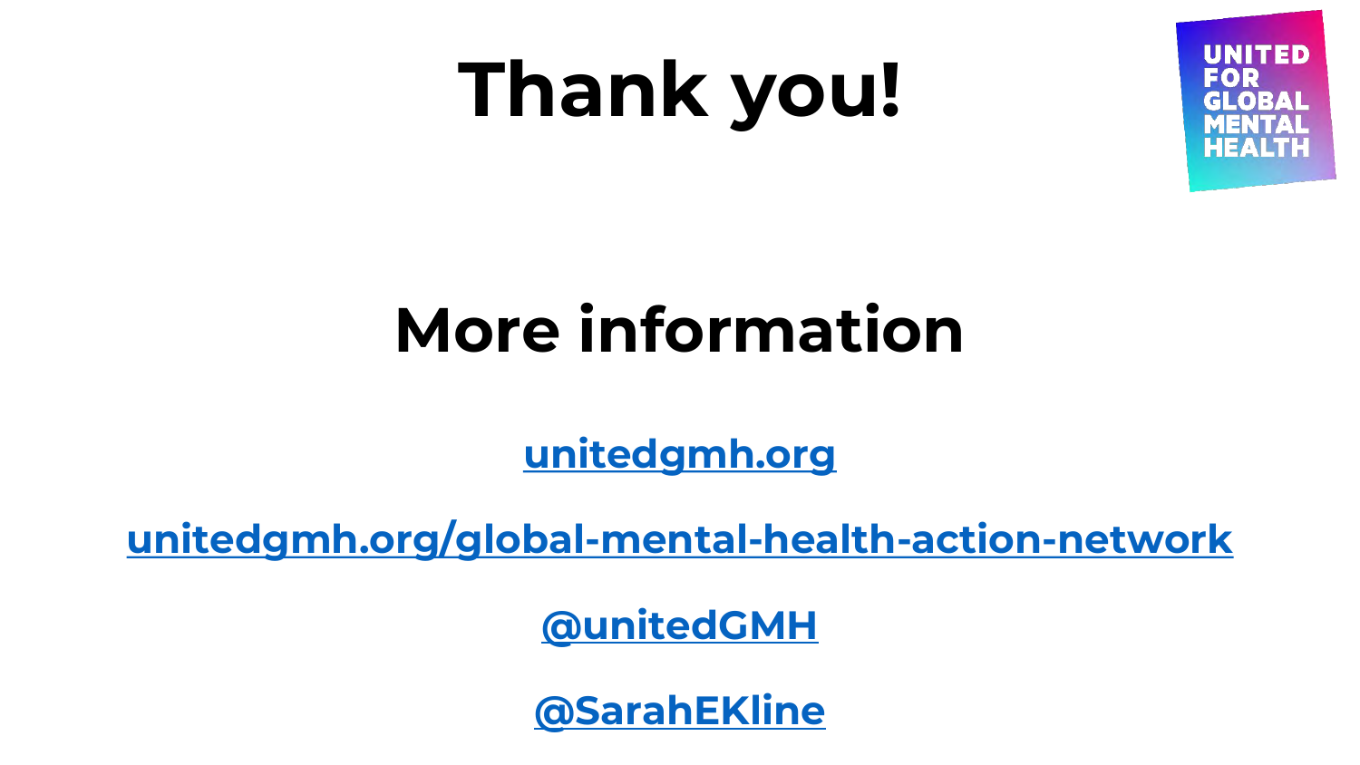# Thank you!

UNITED FOR GLOBAL MENTAL HEALTH

## More information

unitedgmh.org

unitedgmh.org/global-mental-health-action-network

@unitedGMH

@SarahEKline